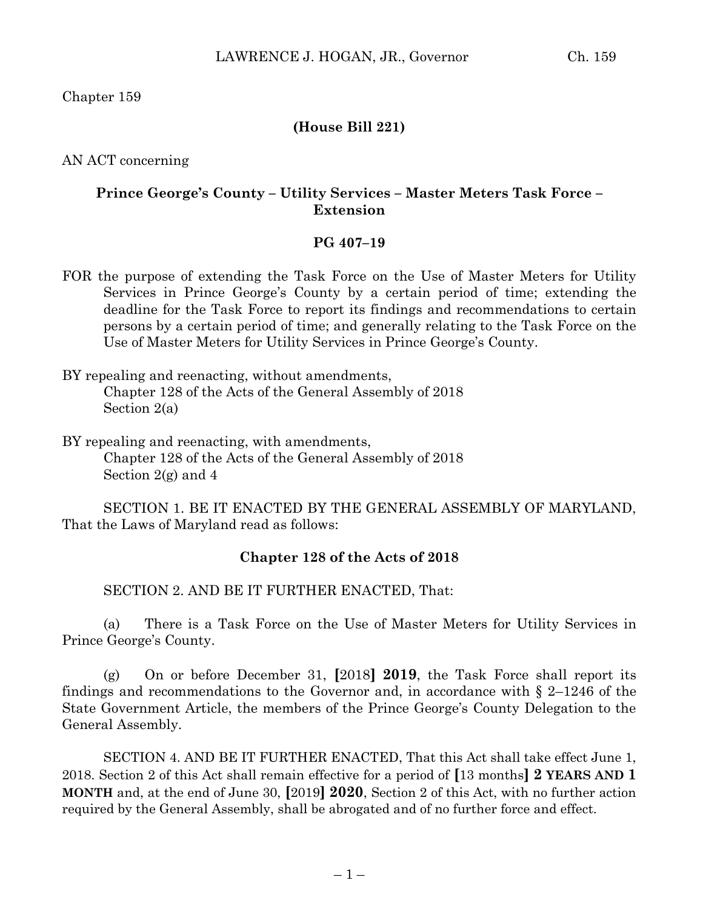Chapter 159

**(House Bill 221)**

AN ACT concerning

**Prince George's County – Utility Services – Master Meters Task Force – Extension**

**PG 407–19**

FOR the purpose of extending the Task Force on the Use of Master Meters for Utility Services in Prince George's County by a certain period of time; extending the deadline for the Task Force to report its findings and recommendations to certain persons by a certain period of time; and generally relating to the Task Force on the Use of Master Meters for Utility Services in Prince George's County.

BY repealing and reenacting, without amendments,
Chapter 128 of the Acts of the General Assembly of 2018
Section 2(a)

BY repealing and reenacting, with amendments,
Chapter 128 of the Acts of the General Assembly of 2018
Section 2(g) and 4

SECTION 1. BE IT ENACTED BY THE GENERAL ASSEMBLY OF MARYLAND, That the Laws of Maryland read as follows:

**Chapter 128 of the Acts of 2018**

SECTION 2. AND BE IT FURTHER ENACTED, That:

(a) There is a Task Force on the Use of Master Meters for Utility Services in Prince George's County.

(g) On or before December 31, **[**2018**]** **2019**, the Task Force shall report its findings and recommendations to the Governor and, in accordance with § 2–1246 of the State Government Article, the members of the Prince George's County Delegation to the General Assembly.

SECTION 4. AND BE IT FURTHER ENACTED, That this Act shall take effect June 1, 2018. Section 2 of this Act shall remain effective for a period of **[**13 months**]** **2 YEARS AND 1 MONTH** and, at the end of June 30, **[**2019**]** **2020**, Section 2 of this Act, with no further action required by the General Assembly, shall be abrogated and of no further force and effect.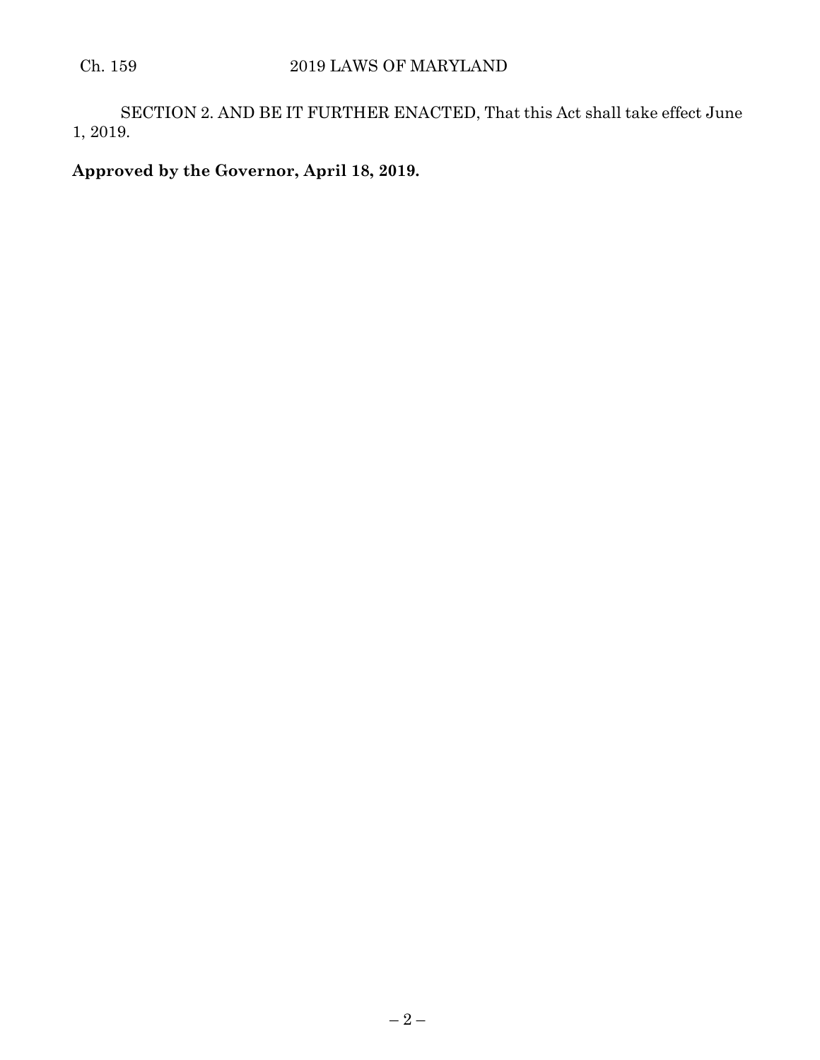SECTION 2. AND BE IT FURTHER ENACTED, That this Act shall take effect June 1, 2019.

**Approved by the Governor, April 18, 2019.**